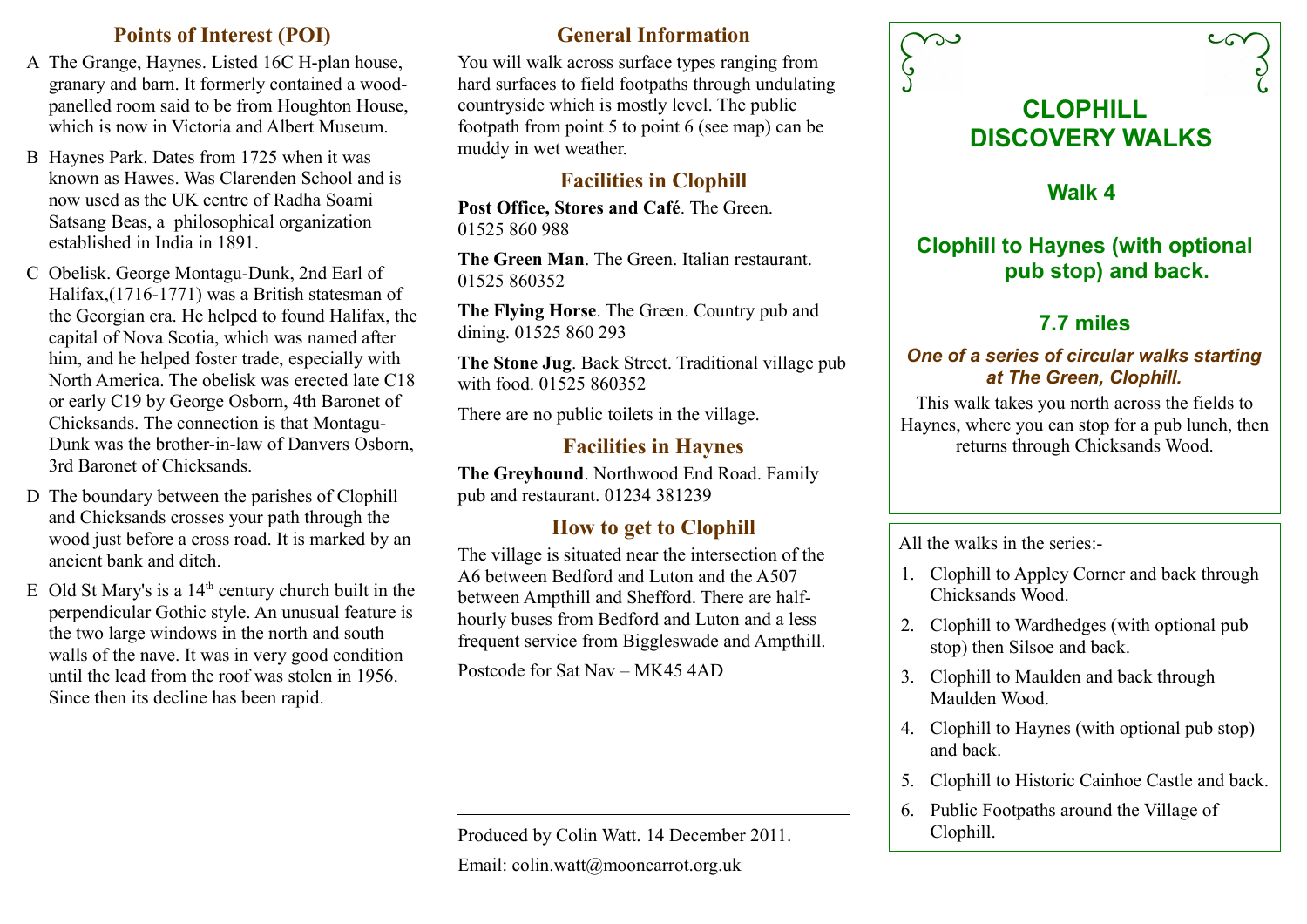## Points of Interest (POI)

A The Grange, Haynes. Listed 16C H-plan house, granary and barn. It formerly contained a wood-panelled room said to be from Houghton House, which is now in Victoria and Albert Museum.

B Haynes Park. Dates from 1725 when it was known as Hawes. Was Clarenden School and is now used as the UK centre of Radha Soami Satsang Beas, a philosophical organization established in India in 1891.

C Obelisk. George Montagu-Dunk, 2nd Earl of Halifax,(1716-1771) was a British statesman of the Georgian era. He helped to found Halifax, the capital of Nova Scotia, which was named after him, and he helped foster trade, especially with North America. The obelisk was erected late C18 or early C19 by George Osborn, 4th Baronet of Chicksands. The connection is that Montagu-Dunk was the brother-in-law of Danvers Osborn, 3rd Baronet of Chicksands.

D The boundary between the parishes of Clophill and Chicksands crosses your path through the wood just before a cross road. It is marked by an ancient bank and ditch.

E Old St Mary's is a 14th century church built in the perpendicular Gothic style. An unusual feature is the two large windows in the north and south walls of the nave. It was in very good condition until the lead from the roof was stolen in 1956. Since then its decline has been rapid.

## General Information

You will walk across surface types ranging from hard surfaces to field footpaths through undulating countryside which is mostly level. The public footpath from point 5 to point 6 (see map) can be muddy in wet weather.

## Facilities in Clophill

**Post Office, Stores and Café**. The Green. 01525 860 988

**The Green Man**. The Green. Italian restaurant. 01525 860352

**The Flying Horse**. The Green. Country pub and dining. 01525 860 293

**The Stone Jug**. Back Street. Traditional village pub with food. 01525 860352

There are no public toilets in the village.

## Facilities in Haynes

**The Greyhound**. Northwood End Road. Family pub and restaurant. 01234 381239

## How to get to Clophill

The village is situated near the intersection of the A6 between Bedford and Luton and the A507 between Ampthill and Shefford. There are half-hourly buses from Bedford and Luton and a less frequent service from Biggleswade and Ampthill.

Postcode for Sat Nav – MK45 4AD

---

Produced by Colin Watt. 14 December 2011.

Email: colin.watt@mooncarrot.org.uk

# CLOPHILL DISCOVERY WALKS

## Walk 4

## Clophill to Haynes (with optional pub stop) and back.

## 7.7 miles

***One of a series of circular walks starting at The Green, Clophill.***

This walk takes you north across the fields to Haynes, where you can stop for a pub lunch, then returns through Chicksands Wood.

All the walks in the series:-

1. Clophill to Appley Corner and back through Chicksands Wood.
2. Clophill to Wardhedges (with optional pub stop) then Silsoe and back.
3. Clophill to Maulden and back through Maulden Wood.
4. Clophill to Haynes (with optional pub stop) and back.
5. Clophill to Historic Cainhoe Castle and back.
6. Public Footpaths around the Village of Clophill.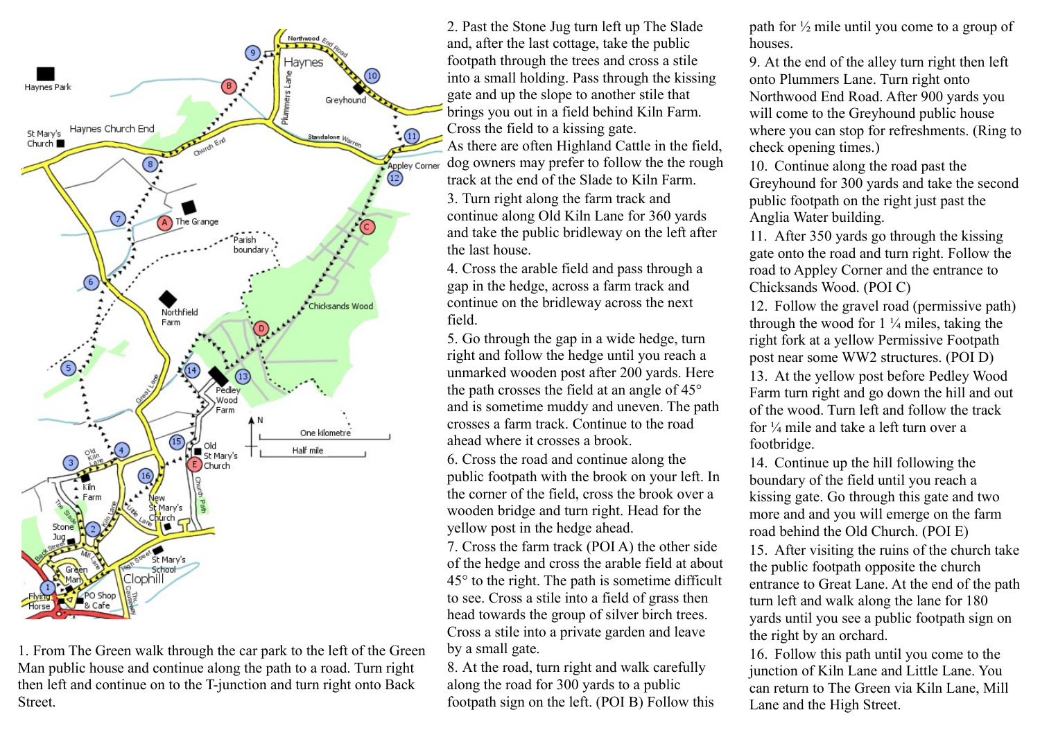1. From The Green walk through the car park to the left of the Green Man public house and continue along the path to a road. Turn right then left and continue on to the T-junction and turn right onto Back Street.

2. Past the Stone Jug turn left up The Slade and, after the last cottage, take the public footpath through the trees and cross a stile into a small holding. Pass through the kissing gate and up the slope to another stile that brings you out in a field behind Kiln Farm. Cross the field to a kissing gate.

As there are often Highland Cattle in the field, dog owners may prefer to follow the the rough track at the end of the Slade to Kiln Farm.

3. Turn right along the farm track and continue along Old Kiln Lane for 360 yards and take the public bridleway on the left after the last house.

4. Cross the arable field and pass through a gap in the hedge, across a farm track and continue on the bridleway across the next field.

5. Go through the gap in a wide hedge, turn right and follow the hedge until you reach a unmarked wooden post after 200 yards. Here the path crosses the field at an angle of 45° and is sometime muddy and uneven. The path crosses a farm track. Continue to the road ahead where it crosses a brook.

6. Cross the road and continue along the public footpath with the brook on your left. In the corner of the field, cross the brook over a wooden bridge and turn right. Head for the yellow post in the hedge ahead.

7. Cross the farm track (POI A) the other side of the hedge and cross the arable field at about 45° to the right. The path is sometime difficult to see. Cross a stile into a field of grass then head towards the group of silver birch trees. Cross a stile into a private garden and leave by a small gate.

8. At the road, turn right and walk carefully along the road for 300 yards to a public footpath sign on the left. (POI B) Follow this path for ½ mile until you come to a group of houses.

9. At the end of the alley turn right then left onto Plummers Lane. Turn right onto Northwood End Road. After 900 yards you will come to the Greyhound public house where you can stop for refreshments. (Ring to check opening times.)

10. Continue along the road past the Greyhound for 300 yards and take the second public footpath on the right just past the Anglia Water building.

11. After 350 yards go through the kissing gate onto the road and turn right. Follow the road to Appley Corner and the entrance to Chicksands Wood. (POI C)

12. Follow the gravel road (permissive path) through the wood for 1 ¼ miles, taking the right fork at a yellow Permissive Footpath post near some WW2 structures. (POI D)

13. At the yellow post before Pedley Wood Farm turn right and go down the hill and out of the wood. Turn left and follow the track for ¼ mile and take a left turn over a footbridge.

14. Continue up the hill following the boundary of the field until you reach a kissing gate. Go through this gate and two more and and you will emerge on the farm road behind the Old Church. (POI E)

15. After visiting the ruins of the church take the public footpath opposite the church entrance to Great Lane. At the end of the path turn left and walk along the lane for 180 yards until you see a public footpath sign on the right by an orchard.

16. Follow this path until you come to the junction of Kiln Lane and Little Lane. You can return to The Green via Kiln Lane, Mill Lane and the High Street.